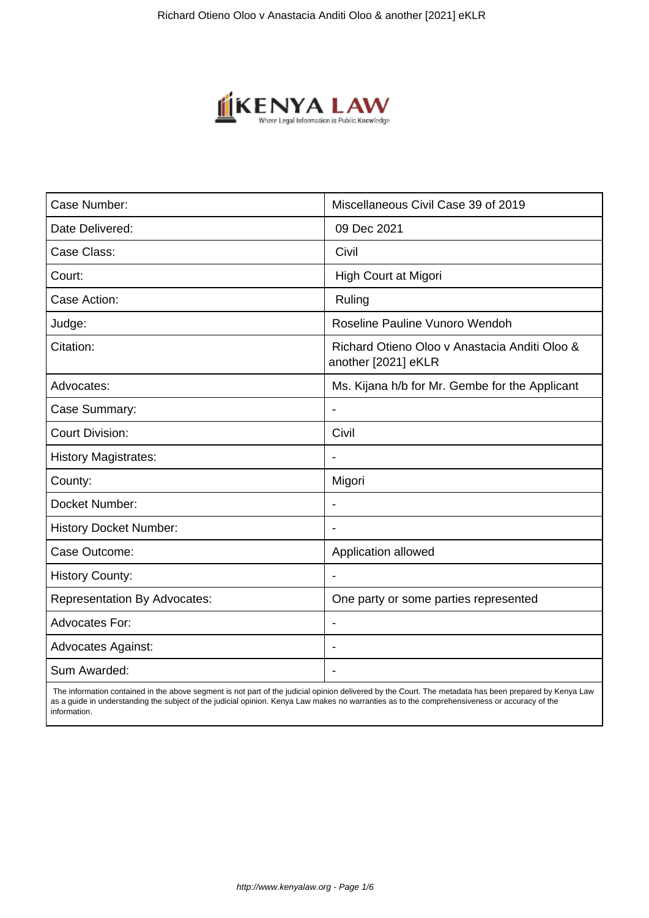| Case Number: | Miscellaneous Civil Case 39 of 2019 |
|---|---|
| Date Delivered: | 09 Dec 2021 |
| Case Class: | Civil |
| Court: | High Court at Migori |
| Case Action: | Ruling |
| Judge: | Roseline Pauline Vunoro Wendoh |
| Citation: | Richard Otieno Oloo v Anastacia Anditi Oloo & another [2021] eKLR |
| Advocates: | Ms. Kijana h/b for Mr. Gembe for the Applicant |
| Case Summary: | - |
| Court Division: | Civil |
| History Magistrates: | - |
| County: | Migori |
| Docket Number: | - |
| History Docket Number: | - |
| Case Outcome: | Application allowed |
| History County: | - |
| Representation By Advocates: | One party or some parties represented |
| Advocates For: | - |
| Advocates Against: | - |
| Sum Awarded: | - |

The information contained in the above segment is not part of the judicial opinion delivered by the Court. The metadata has been prepared by Kenya Law as a guide in understanding the subject of the judicial opinion. Kenya Law makes no warranties as to the comprehensiveness or accuracy of the information.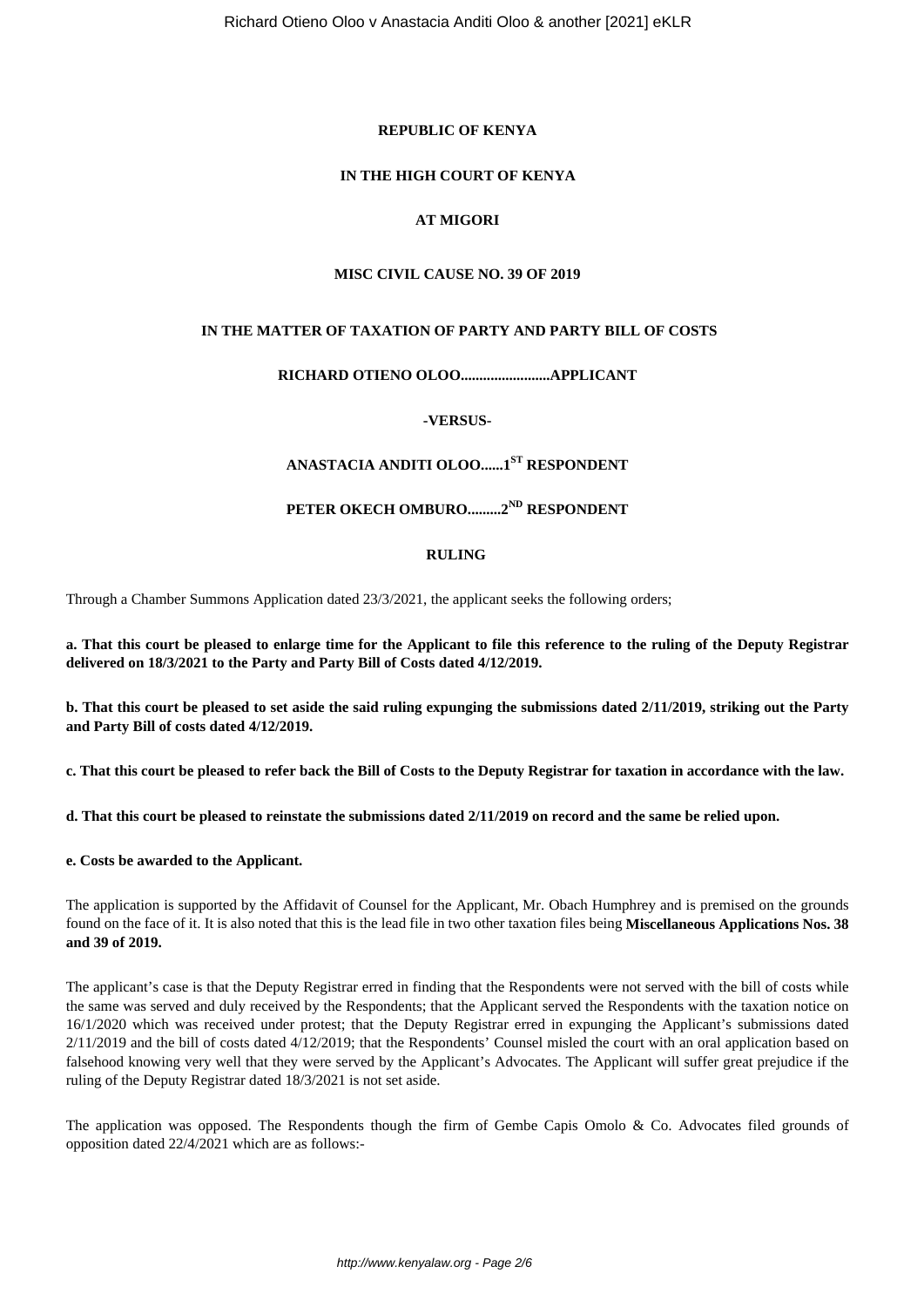**REPUBLIC OF KENYA**

**IN THE HIGH COURT OF KENYA**

**AT MIGORI**

**MISC CIVIL CAUSE NO. 39 OF 2019**

**IN THE MATTER OF TAXATION OF PARTY AND PARTY BILL OF COSTS**

**RICHARD OTIENO OLOO........................APPLICANT**

**-VERSUS-**

**ANASTACIA ANDITI OLOO......1ST RESPONDENT**

**PETER OKECH OMBURO.........2ND RESPONDENT**

**RULING**

Through a Chamber Summons Application dated 23/3/2021, the applicant seeks the following orders;

**a. That this court be pleased to enlarge time for the Applicant to file this reference to the ruling of the Deputy Registrar delivered on 18/3/2021 to the Party and Party Bill of Costs dated 4/12/2019.**

**b. That this court be pleased to set aside the said ruling expunging the submissions dated 2/11/2019, striking out the Party and Party Bill of costs dated 4/12/2019.**

**c. That this court be pleased to refer back the Bill of Costs to the Deputy Registrar for taxation in accordance with the law.**

**d. That this court be pleased to reinstate the submissions dated 2/11/2019 on record and the same be relied upon.**

**e. Costs be awarded to the Applicant.**

The application is supported by the Affidavit of Counsel for the Applicant, Mr. Obach Humphrey and is premised on the grounds found on the face of it. It is also noted that this is the lead file in two other taxation files being **Miscellaneous Applications Nos. 38 and 39 of 2019.**

The applicant's case is that the Deputy Registrar erred in finding that the Respondents were not served with the bill of costs while the same was served and duly received by the Respondents; that the Applicant served the Respondents with the taxation notice on 16/1/2020 which was received under protest; that the Deputy Registrar erred in expunging the Applicant's submissions dated 2/11/2019 and the bill of costs dated 4/12/2019; that the Respondents' Counsel misled the court with an oral application based on falsehood knowing very well that they were served by the Applicant's Advocates. The Applicant will suffer great prejudice if the ruling of the Deputy Registrar dated 18/3/2021 is not set aside.

The application was opposed. The Respondents though the firm of Gembe Capis Omolo & Co. Advocates filed grounds of opposition dated 22/4/2021 which are as follows:-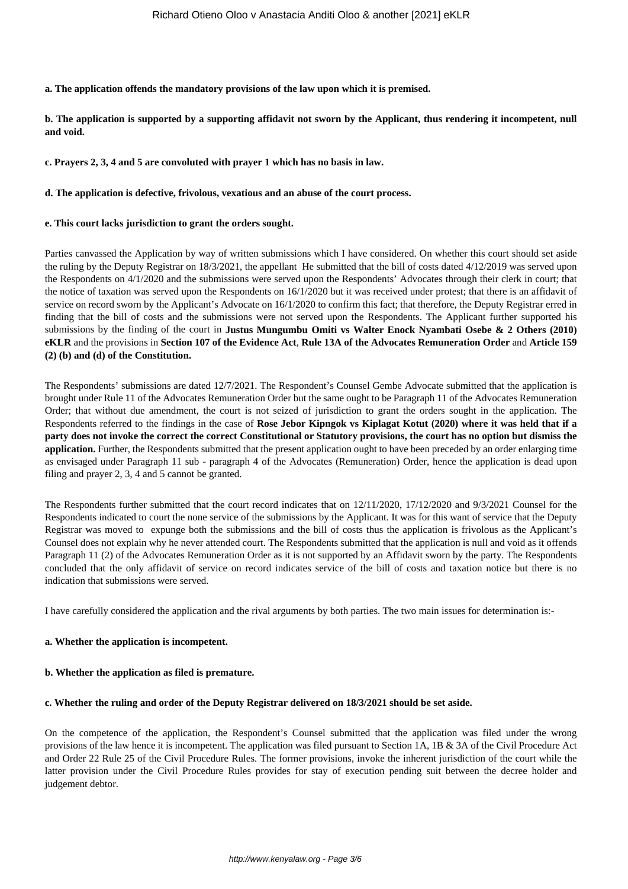**a. The application offends the mandatory provisions of the law upon which it is premised.**

**b. The application is supported by a supporting affidavit not sworn by the Applicant, thus rendering it incompetent, null and void.**

**c. Prayers 2, 3, 4 and 5 are convoluted with prayer 1 which has no basis in law.**

**d. The application is defective, frivolous, vexatious and an abuse of the court process.**

**e. This court lacks jurisdiction to grant the orders sought.**

Parties canvassed the Application by way of written submissions which I have considered. On whether this court should set aside the ruling by the Deputy Registrar on 18/3/2021, the appellant He submitted that the bill of costs dated 4/12/2019 was served upon the Respondents on 4/1/2020 and the submissions were served upon the Respondents' Advocates through their clerk in court; that the notice of taxation was served upon the Respondents on 16/1/2020 but it was received under protest; that there is an affidavit of service on record sworn by the Applicant's Advocate on 16/1/2020 to confirm this fact; that therefore, the Deputy Registrar erred in finding that the bill of costs and the submissions were not served upon the Respondents. The Applicant further supported his submissions by the finding of the court in **Justus Mungumbu Omiti vs Walter Enock Nyambati Osebe & 2 Others (2010) eKLR** and the provisions in **Section 107 of the Evidence Act**, **Rule 13A of the Advocates Remuneration Order** and **Article 159 (2) (b) and (d) of the Constitution.**

The Respondents' submissions are dated 12/7/2021. The Respondent's Counsel Gembe Advocate submitted that the application is brought under Rule 11 of the Advocates Remuneration Order but the same ought to be Paragraph 11 of the Advocates Remuneration Order; that without due amendment, the court is not seized of jurisdiction to grant the orders sought in the application. The Respondents referred to the findings in the case of **Rose Jebor Kipngok vs Kiplagat Kotut (2020) where it was held that if a party does not invoke the correct Constitutional or Statutory provisions, the court has no option but dismiss the application.** Further, the Respondents submitted that the present application ought to have been preceded by an order enlarging time as envisaged under Paragraph 11 sub - paragraph 4 of the Advocates (Remuneration) Order, hence the application is dead upon filing and prayer 2, 3, 4 and 5 cannot be granted.

The Respondents further submitted that the court record indicates that on 12/11/2020, 17/12/2020 and 9/3/2021 Counsel for the Respondents indicated to court the none service of the submissions by the Applicant. It was for this want of service that the Deputy Registrar was moved to expunge both the submissions and the bill of costs thus the application is frivolous as the Applicant's Counsel does not explain why he never attended court. The Respondents submitted that the application is null and void as it offends Paragraph 11 (2) of the Advocates Remuneration Order as it is not supported by an Affidavit sworn by the party. The Respondents concluded that the only affidavit of service on record indicates service of the bill of costs and taxation notice but there is no indication that submissions were served.

I have carefully considered the application and the rival arguments by both parties. The two main issues for determination is:-

**a. Whether the application is incompetent.**

**b. Whether the application as filed is premature.**

**c. Whether the ruling and order of the Deputy Registrar delivered on 18/3/2021 should be set aside.**

On the competence of the application, the Respondent's Counsel submitted that the application was filed under the wrong provisions of the law hence it is incompetent. The application was filed pursuant to Section 1A, 1B & 3A of the Civil Procedure Act and Order 22 Rule 25 of the Civil Procedure Rules. The former provisions, invoke the inherent jurisdiction of the court while the latter provision under the Civil Procedure Rules provides for stay of execution pending suit between the decree holder and judgement debtor.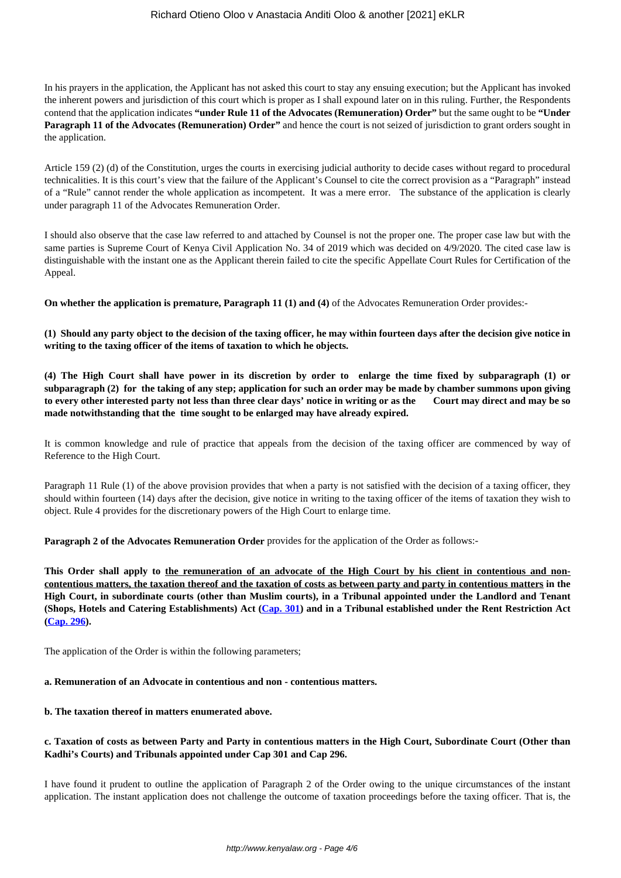In his prayers in the application, the Applicant has not asked this court to stay any ensuing execution; but the Applicant has invoked the inherent powers and jurisdiction of this court which is proper as I shall expound later on in this ruling. Further, the Respondents contend that the application indicates **"under Rule 11 of the Advocates (Remuneration) Order"** but the same ought to be **"Under Paragraph 11 of the Advocates (Remuneration) Order"** and hence the court is not seized of jurisdiction to grant orders sought in the application.

Article 159 (2) (d) of the Constitution, urges the courts in exercising judicial authority to decide cases without regard to procedural technicalities. It is this court's view that the failure of the Applicant's Counsel to cite the correct provision as a "Paragraph" instead of a "Rule" cannot render the whole application as incompetent. It was a mere error. The substance of the application is clearly under paragraph 11 of the Advocates Remuneration Order.

I should also observe that the case law referred to and attached by Counsel is not the proper one. The proper case law but with the same parties is Supreme Court of Kenya Civil Application No. 34 of 2019 which was decided on 4/9/2020. The cited case law is distinguishable with the instant one as the Applicant therein failed to cite the specific Appellate Court Rules for Certification of the Appeal.

**On whether the application is premature, Paragraph 11 (1) and (4)** of the Advocates Remuneration Order provides:-

**(1) Should any party object to the decision of the taxing officer, he may within fourteen days after the decision give notice in writing to the taxing officer of the items of taxation to which he objects.**

**(4) The High Court shall have power in its discretion by order to enlarge the time fixed by subparagraph (1) or subparagraph (2) for the taking of any step; application for such an order may be made by chamber summons upon giving to every other interested party not less than three clear days' notice in writing or as the Court may direct and may be so made notwithstanding that the time sought to be enlarged may have already expired.**

It is common knowledge and rule of practice that appeals from the decision of the taxing officer are commenced by way of Reference to the High Court.

Paragraph 11 Rule (1) of the above provision provides that when a party is not satisfied with the decision of a taxing officer, they should within fourteen (14) days after the decision, give notice in writing to the taxing officer of the items of taxation they wish to object. Rule 4 provides for the discretionary powers of the High Court to enlarge time.

**Paragraph 2 of the Advocates Remuneration Order** provides for the application of the Order as follows:-

**This Order shall apply to <u>the remuneration of an advocate of the High Court by his client in contentious and non-contentious matters, the taxation thereof and the taxation of costs as between party and party in contentious matters</u> in the High Court, in subordinate courts (other than Muslim courts), in a Tribunal appointed under the Landlord and Tenant (Shops, Hotels and Catering Establishments) Act ([Cap. 301]) and in a Tribunal established under the Rent Restriction Act ([Cap. 296]).**

The application of the Order is within the following parameters;

**a. Remuneration of an Advocate in contentious and non - contentious matters.**

**b. The taxation thereof in matters enumerated above.**

**c. Taxation of costs as between Party and Party in contentious matters in the High Court, Subordinate Court (Other than Kadhi's Courts) and Tribunals appointed under Cap 301 and Cap 296.**

I have found it prudent to outline the application of Paragraph 2 of the Order owing to the unique circumstances of the instant application. The instant application does not challenge the outcome of taxation proceedings before the taxing officer. That is, the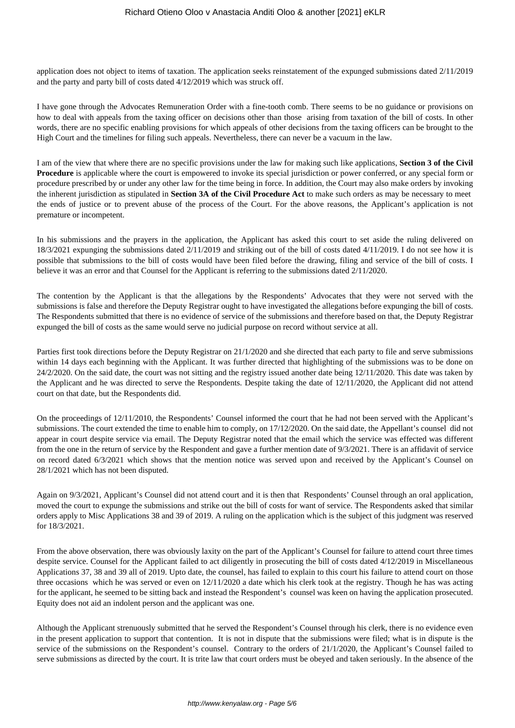application does not object to items of taxation. The application seeks reinstatement of the expunged submissions dated 2/11/2019 and the party and party bill of costs dated 4/12/2019 which was struck off.

I have gone through the Advocates Remuneration Order with a fine-tooth comb. There seems to be no guidance or provisions on how to deal with appeals from the taxing officer on decisions other than those arising from taxation of the bill of costs. In other words, there are no specific enabling provisions for which appeals of other decisions from the taxing officers can be brought to the High Court and the timelines for filing such appeals. Nevertheless, there can never be a vacuum in the law.

I am of the view that where there are no specific provisions under the law for making such like applications, **Section 3 of the Civil Procedure** is applicable where the court is empowered to invoke its special jurisdiction or power conferred, or any special form or procedure prescribed by or under any other law for the time being in force. In addition, the Court may also make orders by invoking the inherent jurisdiction as stipulated in **Section 3A of the Civil Procedure Act** to make such orders as may be necessary to meet the ends of justice or to prevent abuse of the process of the Court. For the above reasons, the Applicant's application is not premature or incompetent.

In his submissions and the prayers in the application, the Applicant has asked this court to set aside the ruling delivered on 18/3/2021 expunging the submissions dated 2/11/2019 and striking out of the bill of costs dated 4/11/2019. I do not see how it is possible that submissions to the bill of costs would have been filed before the drawing, filing and service of the bill of costs. I believe it was an error and that Counsel for the Applicant is referring to the submissions dated 2/11/2020.

The contention by the Applicant is that the allegations by the Respondents' Advocates that they were not served with the submissions is false and therefore the Deputy Registrar ought to have investigated the allegations before expunging the bill of costs. The Respondents submitted that there is no evidence of service of the submissions and therefore based on that, the Deputy Registrar expunged the bill of costs as the same would serve no judicial purpose on record without service at all.

Parties first took directions before the Deputy Registrar on 21/1/2020 and she directed that each party to file and serve submissions within 14 days each beginning with the Applicant. It was further directed that highlighting of the submissions was to be done on 24/2/2020. On the said date, the court was not sitting and the registry issued another date being 12/11/2020. This date was taken by the Applicant and he was directed to serve the Respondents. Despite taking the date of 12/11/2020, the Applicant did not attend court on that date, but the Respondents did.

On the proceedings of 12/11/2010, the Respondents' Counsel informed the court that he had not been served with the Applicant's submissions. The court extended the time to enable him to comply, on 17/12/2020. On the said date, the Appellant's counsel did not appear in court despite service via email. The Deputy Registrar noted that the email which the service was effected was different from the one in the return of service by the Respondent and gave a further mention date of 9/3/2021. There is an affidavit of service on record dated 6/3/2021 which shows that the mention notice was served upon and received by the Applicant's Counsel on 28/1/2021 which has not been disputed.

Again on 9/3/2021, Applicant's Counsel did not attend court and it is then that Respondents' Counsel through an oral application, moved the court to expunge the submissions and strike out the bill of costs for want of service. The Respondents asked that similar orders apply to Misc Applications 38 and 39 of 2019. A ruling on the application which is the subject of this judgment was reserved for 18/3/2021.

From the above observation, there was obviously laxity on the part of the Applicant's Counsel for failure to attend court three times despite service. Counsel for the Applicant failed to act diligently in prosecuting the bill of costs dated 4/12/2019 in Miscellaneous Applications 37, 38 and 39 all of 2019. Upto date, the counsel, has failed to explain to this court his failure to attend court on those three occasions which he was served or even on 12/11/2020 a date which his clerk took at the registry. Though he has was acting for the applicant, he seemed to be sitting back and instead the Respondent's counsel was keen on having the application prosecuted. Equity does not aid an indolent person and the applicant was one.

Although the Applicant strenuously submitted that he served the Respondent's Counsel through his clerk, there is no evidence even in the present application to support that contention. It is not in dispute that the submissions were filed; what is in dispute is the service of the submissions on the Respondent's counsel. Contrary to the orders of 21/1/2020, the Applicant's Counsel failed to serve submissions as directed by the court. It is trite law that court orders must be obeyed and taken seriously. In the absence of the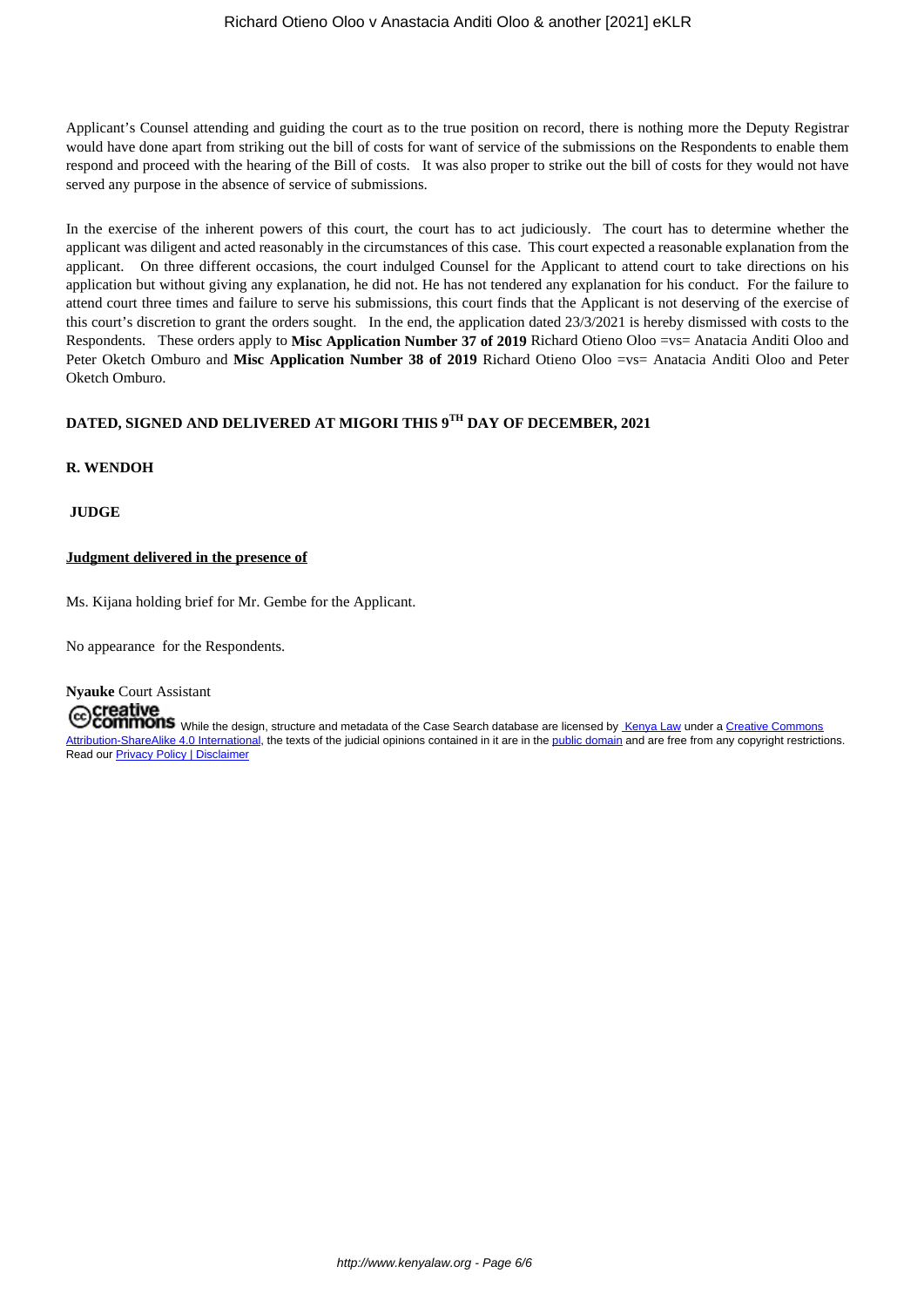Applicant's Counsel attending and guiding the court as to the true position on record, there is nothing more the Deputy Registrar would have done apart from striking out the bill of costs for want of service of the submissions on the Respondents to enable them respond and proceed with the hearing of the Bill of costs. It was also proper to strike out the bill of costs for they would not have served any purpose in the absence of service of submissions.

In the exercise of the inherent powers of this court, the court has to act judiciously. The court has to determine whether the applicant was diligent and acted reasonably in the circumstances of this case. This court expected a reasonable explanation from the applicant. On three different occasions, the court indulged Counsel for the Applicant to attend court to take directions on his application but without giving any explanation, he did not. He has not tendered any explanation for his conduct. For the failure to attend court three times and failure to serve his submissions, this court finds that the Applicant is not deserving of the exercise of this court's discretion to grant the orders sought. In the end, the application dated 23/3/2021 is hereby dismissed with costs to the Respondents. These orders apply to **Misc Application Number 37 of 2019** Richard Otieno Oloo =vs= Anatacia Anditi Oloo and Peter Oketch Omburo and **Misc Application Number 38 of 2019** Richard Otieno Oloo =vs= Anatacia Anditi Oloo and Peter Oketch Omburo.

**DATED, SIGNED AND DELIVERED AT MIGORI THIS 9TH DAY OF DECEMBER, 2021**

**R. WENDOH**

**JUDGE**

**Judgment delivered in the presence of**

Ms. Kijana holding brief for Mr. Gembe for the Applicant.

No appearance for the Respondents.

**Nyauke** Court Assistant

While the design, structure and metadata of the Case Search database are licensed by Kenya Law under a Creative Commons Attribution-ShareAlike 4.0 International, the texts of the judicial opinions contained in it are in the public domain and are free from any copyright restrictions. Read our Privacy Policy | Disclaimer